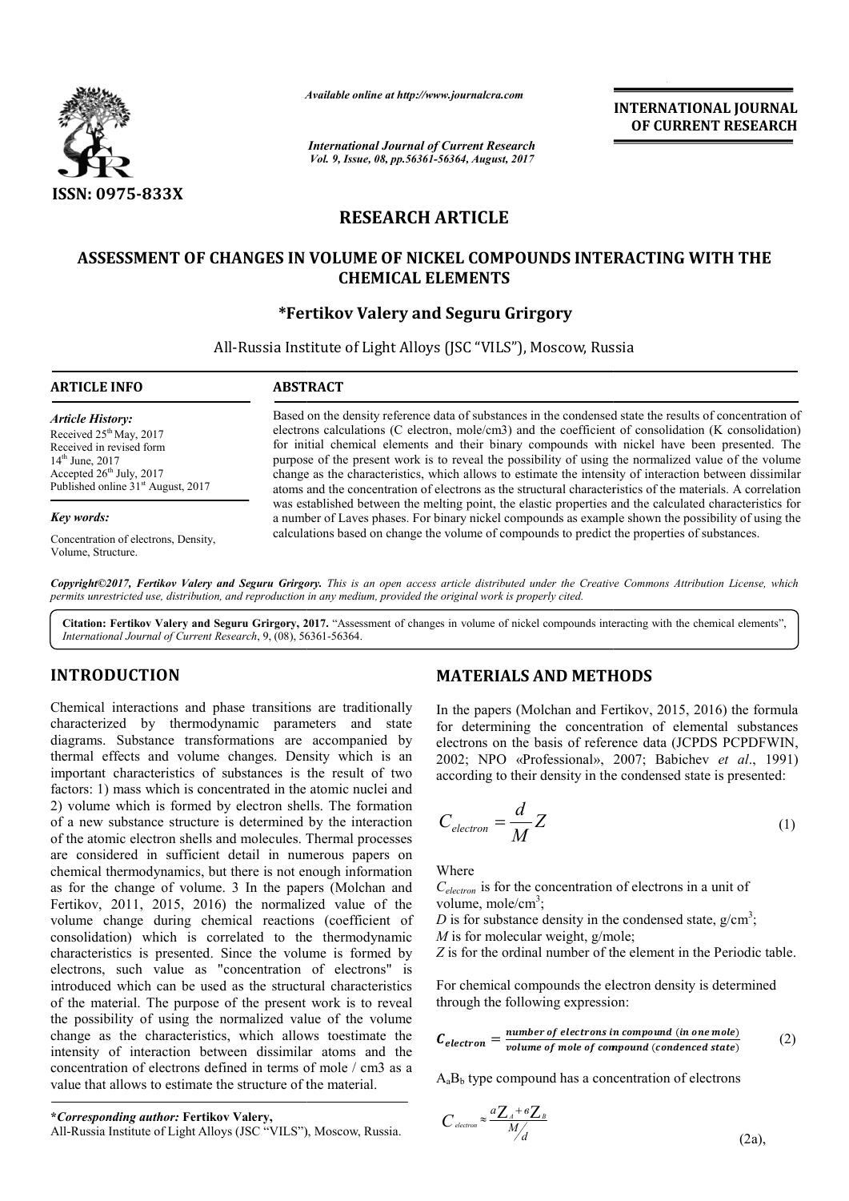*Available online at http://www.journalcra.com*

*International Journal of Current Research*
*Vol. 9, Issue, 08, pp.56361-56364, August, 2017*

**INTERNATIONAL JOURNAL OF CURRENT RESEARCH**

ISSN: 0975-833X

# RESEARCH ARTICLE

## ASSESSMENT OF CHANGES IN VOLUME OF NICKEL COMPOUNDS INTERACTING WITH THE CHEMICAL ELEMENTS

### *Fertikov Valery and Seguru Grirgory

All-Russia Institute of Light Alloys (JSC "VILS"), Moscow, Russia

**ARTICLE INFO**

*Article History:*
Received 25[th] May, 2017
Received in revised form
14[th] June, 2017
Accepted 26[th] July, 2017
Published online 31[st] August, 2017

*Key words:*
Concentration of electrons, Density, Volume, Structure.

**ABSTRACT**

Based on the density reference data of substances in the condensed state the results of concentration of electrons calculations (C electron, mole/cm3) and the coefficient of consolidation (K consolidation) for initial chemical elements and their binary compounds with nickel have been presented. The purpose of the present work is to reveal the possibility of using the normalized value of the volume change as the characteristics, which allows to estimate the intensity of interaction between dissimilar atoms and the concentration of electrons as the structural characteristics of the materials. A correlation was established between the melting point, the elastic properties and the calculated characteristics for a number of Laves phases. For binary nickel compounds as example shown the possibility of using the calculations based on change the volume of compounds to predict the properties of substances.

*Copyright©2017, Fertikov Valery and Seguru Grirgory. This is an open access article distributed under the Creative Commons Attribution License, which permits unrestricted use, distribution, and reproduction in any medium, provided the original work is properly cited.*

**Citation: Fertikov Valery and Seguru Grirgory, 2017.** "Assessment of changes in volume of nickel compounds interacting with the chemical elements", *International Journal of Current Research*, 9, (08), 56361-56364.

## INTRODUCTION

Chemical interactions and phase transitions are traditionally characterized by thermodynamic parameters and state diagrams. Substance transformations are accompanied by thermal effects and volume changes. Density which is an important characteristics of substances is the result of two factors: 1) mass which is concentrated in the atomic nuclei and 2) volume which is formed by electron shells. The formation of a new substance structure is determined by the interaction of the atomic electron shells and molecules. Thermal processes are considered in sufficient detail in numerous papers on chemical thermodynamics, but there is not enough information as for the change of volume. 3 In the papers (Molchan and Fertikov, 2011, 2015, 2016) the normalized value of the volume change during chemical reactions (coefficient of consolidation) which is correlated to the thermodynamic characteristics is presented. Since the volume is formed by electrons, such value as "concentration of electrons" is introduced which can be used as the structural characteristics of the material. The purpose of the present work is to reveal the possibility of using the normalized value of the volume change as the characteristics, which allows toestimate the intensity of interaction between dissimilar atoms and the concentration of electrons defined in terms of mole / cm3 as a value that allows to estimate the structure of the material.

**\*Corresponding author:** **Fertikov Valery,**
All-Russia Institute of Light Alloys (JSC "VILS"), Moscow, Russia.

## MATERIALS AND METHODS

In the papers (Molchan and Fertikov, 2015, 2016) the formula for determining the concentration of elemental substances electrons on the basis of reference data (JCPDS PCPDFWIN, 2002; NPO «Professional», 2007; Babichev *et al*., 1991) according to their density in the condensed state is presented:

$$C_{electron} = \frac{d}{M} Z \tag{1}$$

Where

$C_{electron}$ is for the concentration of electrons in a unit of volume, mole/cm$^3$;
$D$ is for substance density in the condensed state, g/cm$^3$;
$M$ is for molecular weight, g/mole;
$Z$ is for the ordinal number of the element in the Periodic table.

For chemical compounds the electron density is determined through the following expression:

$$C_{electron} = \frac{number\ of\ electrons\ in\ compound\ (in\ one\ mole)}{volume\ of\ mole\ of\ compound\ (condensed\ state)} \tag{2}$$

$A_aB_b$ type compound has a concentration of electrons

$$C_{electron} \approx \frac{aZ_A + вZ_B}{M/d} \tag{2a}$$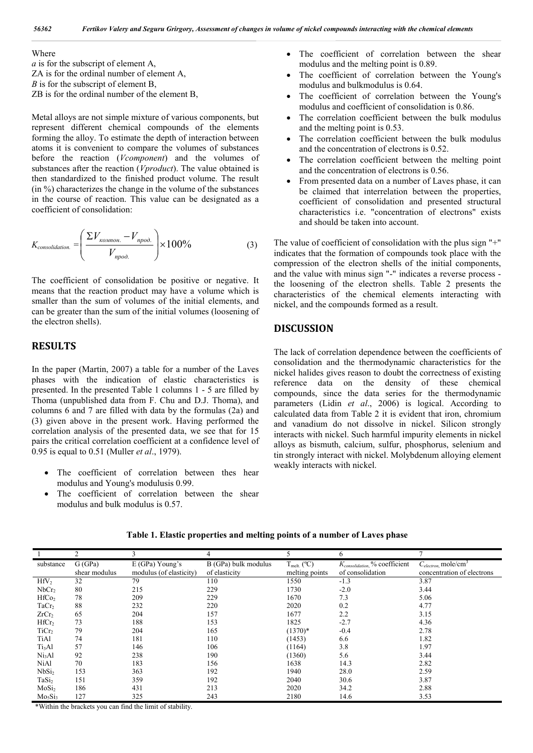Where

*a* is for the subscript of element A,

ZA is for the ordinal number of element A,

*B* is for the subscript of element B,

ZB is for the ordinal number of the element B,

Metal alloys are not simple mixture of various components, but represent different chemical compounds of the elements forming the alloy. To estimate the depth of interaction between atoms it is convenient to compare the volumes of substances before the reaction (*Vcomponent*) and the volumes of substances after the reaction (*Vproduct*). The value obtained is then standardized to the finished product volume. The result (in %) characterizes the change in the volume of the substances in the course of reaction. This value can be designated as a coefficient of consolidation:

$$K_{consolidation.} = \left( \frac{\Sigma V_{компон.} - V_{прод.}}{V_{прод.}} \right) \times 100\% \qquad (3)$$

The coefficient of consolidation be positive or negative. It means that the reaction product may have a volume which is smaller than the sum of volumes of the initial elements, and can be greater than the sum of the initial volumes (loosening of the electron shells).

## RESULTS

In the paper (Martin, 2007) a table for a number of the Laves phases with the indication of elastic characteristics is presented. In the presented Table 1 columns 1 - 5 are filled by Thoma (unpublished data from F. Chu and D.J. Thoma), and columns 6 and 7 are filled with data by the formulas (2a) and (3) given above in the present work. Having performed the correlation analysis of the presented data, we see that for 15 pairs the critical correlation coefficient at a confidence level of 0.95 is equal to 0.51 (Muller *et al*., 1979).

- The coefficient of correlation between thes hear modulus and Young's modulusis 0.99.
- The coefficient of correlation between the shear modulus and bulk modulus is 0.57.
- The coefficient of correlation between the shear modulus and the melting point is 0.89.
- The coefficient of correlation between the Young's modulus and bulkmodulus is 0.64.
- The coefficient of correlation between the Young's modulus and coefficient of consolidation is 0.86.
- The correlation coefficient between the bulk modulus and the melting point is 0.53.
- The correlation coefficient between the bulk modulus and the concentration of electrons is 0.52.
- The correlation coefficient between the melting point and the concentration of electrons is 0.56.
- From presented data on a number of Laves phase, it can be claimed that interrelation between the properties, coefficient of consolidation and presented structural characteristics i.e. "concentration of electrons" exists and should be taken into account.

The value of coefficient of consolidation with the plus sign "+" indicates that the formation of compounds took place with the compression of the electron shells of the initial components, and the value with minus sign "-" indicates a reverse process - the loosening of the electron shells. Table 2 presents the characteristics of the chemical elements interacting with nickel, and the compounds formed as a result.

## DISCUSSION

The lack of correlation dependence between the coefficients of consolidation and the thermodynamic characteristics for the nickel halides gives reason to doubt the correctness of existing reference data on the density of these chemical compounds, since the data series for the thermodynamic parameters (Lidin *et al*., 2006) is logical. According to calculated data from Table 2 it is evident that iron, chromium and vanadium do not dissolve in nickel. Silicon strongly interacts with nickel. Such harmful impurity elements in nickel alloys as bismuth, calcium, sulfur, phosphorus, selenium and tin strongly interact with nickel. Molybdenum alloying element weakly interacts with nickel.

**Table 1. Elastic properties and melting points of a number of Laves phase**

| 1 | 2 | 3 | 4 | 5 | 6 | 7 |
|---|---|---|---|---|---|---|
| substance | G (GPa) shear modulus | E (GPa) Young's modulus (of elasticity) | B (GPa) bulk modulus of elasticity | $T_{melt.}$ (ºC) melting points | $K_{consolidation}$, % coefficient of consolidation | $C_{electron}$, mole/cm$^3$ concentration of electrons |
| $HfV_2$ | 32 | 79 | 110 | 1550 | -1.3 | 3.87 |
| $NbCr_2$ | 80 | 215 | 229 | 1730 | -2.0 | 3.44 |
| $HfCo_2$ | 78 | 209 | 229 | 1670 | 7.3 | 5.06 |
| $TaCr_2$ | 88 | 232 | 220 | 2020 | 0.2 | 4.77 |
| $ZrCr_2$ | 65 | 204 | 157 | 1677 | 2.2 | 3.15 |
| $HfCr_2$ | 73 | 188 | 153 | 1825 | -2.7 | 4.36 |
| $TiCr_2$ | 79 | 204 | 165 | (1370)* | -0.4 | 2.78 |
| $TiAl$ | 74 | 181 | 110 | (1453) | 6.6 | 1.82 |
| $Ti_3Al$ | 57 | 146 | 106 | (1164) | 3.8 | 1.97 |
| $Ni_3Al$ | 92 | 238 | 190 | (1360) | 5.6 | 3.44 |
| $NiAl$ | 70 | 183 | 156 | 1638 | 14.3 | 2.82 |
| $NbSi_2$ | 153 | 363 | 192 | 1940 | 28.0 | 2.59 |
| $TaSi_2$ | 151 | 359 | 192 | 2040 | 30.6 | 3.87 |
| $MoSi_2$ | 186 | 431 | 213 | 2020 | 34.2 | 2.88 |
| $Mo_5Si_3$ | 127 | 325 | 243 | 2180 | 14.6 | 3.53 |

*Within the brackets you can find the limit of stability.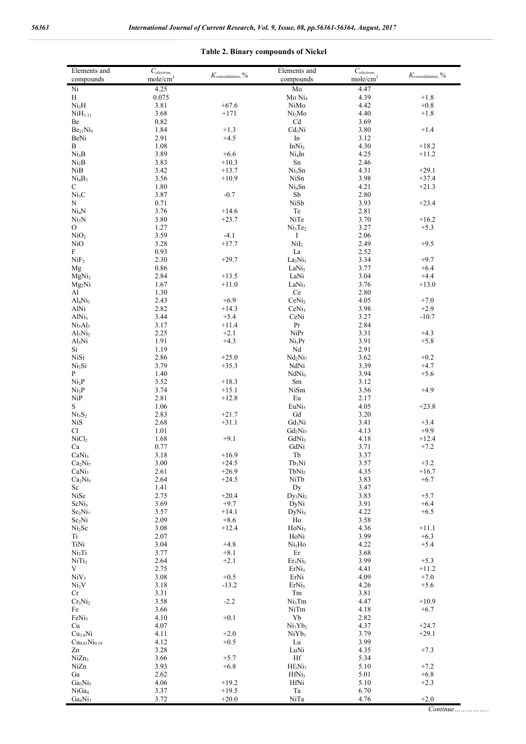**Table 2. Binary compounds of Nickel**

| Elements and compounds | $C_{electron}$, mole/cm$^3$ | $K_{consolidation}$, % | Elements and compounds | $C_{electron}$, mole/cm$^3$ | $K_{consolidation}$, % |
|---|---|---|---|---|---|
| Ni | 4.25 | | Mo | 4.47 | |
| H | 0.075 | | $MoNi_4$ | 4.39 | +1.8 |
| $Ni_2H$ | 3.81 | +67.6 | NiMo | 4.42 | +0.8 |
| $NiH_{1.11}$ | 3.68 | +171 | $Ni_3Mo$ | 4.40 | +1.8 |
| Be | 0.82 | | Cd | 3.69 | |
| $Be_{21}Ni_5$ | 1.84 | +1.3 | $Cd_5Ni$ | 3.80 | +1.4 |
| BeNi | 2.91 | +4.5 | In | 3.12 | |
| B | 1.08 | | $InNi_2$ | 4.30 | +18.2 |
| $Ni_3B$ | 3.89 | +6.6 | $Ni_4In$ | 4.25 | +11.2 |
| $Ni_2B$ | 3.83 | +10.3 | Sn | 2.46 | |
| NiB | 3.42 | +13.7 | $Ni_3Sn$ | 4.31 | +29.1 |
| $Ni_4B_3$ | 3.56 | +10.9 | NiSn | 3.98 | +37.4 |
| C | 1.80 | | $Ni_4Sn$ | 4.21 | +21.3 |
| $Ni_3C$ | 3.87 | -0.7 | Sb | 2.80 | |
| N | 0.71 | | NiSb | 3.93 | +23.4 |
| $Ni_4N$ | 3.76 | +14.6 | Te | 2.81 | |
| $Ni_3N$ | 3.80 | +23.7 | NiTe | 3.70 | +16.2 |
| O | 1.27 | | $Ni_3Te_2$ | 3.27 | +5.3 |
| $NiO_2$ | 3.59 | -4.1 | I | 2.06 | |
| NiO | 3.28 | +17.7 | $NiI_2$ | 2.49 | +9.5 |
| F | 0.93 | | La | 2.52 | |
| $NiF_2$ | 2.30 | +29.7 | $La_2Ni_3$ | 3.34 | +9.7 |
| Mg | 0.86 | | $LaNi_5$ | 3.77 | +6.4 |
| $MgNi_2$ | 2.84 | +13.5 | LaNi | 3.04 | +4.4 |
| $Mg_2Ni$ | 1.67 | +11.0 | $LaNi_3$ | 3.76 | +13.0 |
| Al | 1.30 | | Ce | 2.80 | |
| $Al_4Ni_3$ | 2.43 | +6.9 | $CeNi_2$ | 4.05 | +7.0 |
| AlNi | 2.82 | +14.3 | $CeNi_3$ | 3.98 | +2.9 |
| $AlNi_3$ | 3.44 | +5.4 | CeNi | 3.27 | -10.7 |
| $Ni_5Al_3$ | 3.17 | +11.4 | Pr | 2.84 | |
| $Al_3Ni_2$ | 2.25 | +2.1 | NiPr | 3.31 | +4.3 |
| $Al_3Ni$ | 1.91 | +4.3 | $Ni_5Pr$ | 3.91 | +5.8 |
| Si | 1.19 | | Nd | 2.91 | |
| NiSi | 2.86 | +25.0 | $Nd_2Ni_7$ | 3.62 | +0.2 |
| $Ni_2Si$ | 3.79 | +35.3 | NdNi | 3.39 | +4.7 |
| P | 1.40 | | $NdNi_5$ | 3.94 | +5.6 |
| $Ni_2P$ | 3.52 | +18.3 | Sm | 3.12 | |
| $Ni_3P$ | 3.74 | +15.1 | NiSm | 3.56 | +4.9 |
| NiP | 2.81 | +12.8 | Eu | 2.17 | |
| S | 1.06 | | $EuNi_5$ | 4.05 | +23.8 |
| $Ni_3S_2$ | 2.83 | +21.7 | Gd | 3.20 | |
| NiS | 2.68 | +31.1 | $Gd_3Ni$ | 3.41 | +3.4 |
| Cl | 1.01 | | $Gd_2Ni_7$ | 4.13 | +9.9 |
| $NiCl_2$ | 1.68 | +9.1 | $GdNi_3$ | 4.18 | +12.4 |
| Ca | 0.77 | | GdNi | 3.71 | +7.2 |
| $CaNi_5$ | 3.18 | +16.9 | Tb | 3.37 | |
| $Ca_2Ni_7$ | 3.00 | +24.5 | $Tb_3Ni$ | 3.57 | +3.2 |
| $CaNi_3$ | 2.61 | +26.9 | $TbNi_2$ | 4.35 | +16.7 |
| $Ca_2Ni_5$ | 2.64 | +24.5 | NiTb | 3.83 | +6.7 |
| Sc | 1.41 | | Dy | 3.47 | |
| NiSc | 2.75 | +20.4 | $Dy_3Ni_2$ | 3.83 | +5.7 |
| $ScNi_5$ | 3.69 | +9.7 | DyNi | 3.91 | +6.4 |
| $Sc_2Ni_7$ | 3.57 | +14.1 | $DyNi_5$ | 4.22 | +6.5 |
| $Sc_2Ni$ | 2.09 | +8.6 | Ho | 3.58 | |
| $Ni_2Sc$ | 3.08 | +12.4 | $HoNi_3$ | 4.36 | +11.1 |
| Ti | 2.07 | | HoNi | 3.99 | +6.3 |
| TiNi | 3.04 | +4.8 | $Ni_5Ho$ | 4.22 | +5.4 |
| $Ni_3Ti$ | 3.77 | +8.1 | Er | 3.68 | |
| $NiTi_2$ | 2.64 | +2.1 | $Er_3Ni_2$ | 3.99 | +5.3 |
| V | 2.75 | | $ErNi_3$ | 4.41 | +11.2 |
| $NiV_3$ | 3.08 | +0.5 | ErNi | 4.09 | +7.0 |
| $Ni_2V$ | 3.18 | -13.2 | $ErNi_5$ | 4.26 | +5.6 |
| Cr | 3.31 | | Tm | 3.81 | |
| $Cr_3Ni_2$ | 3.58 | -2.2 | $Ni_3Tm$ | 4.47 | +10.9 |
| Fe | 3.66 | | NiTm | 4.18 | +6.7 |
| $FeNi_3$ | 4.10 | +0.1 | Yb | 2.82 | |
| Cu | 4.07 | | $Ni_7Yb_2$ | 4.37 | +24.7 |
| $Cu_{3.8}Ni$ | 4.11 | +2.0 | $NiYb_3$ | 3.79 | +29.1 |
| $Cu_{0.81}Ni_{0.19}$ | 4.12 | +0.5 | Lu | 3.99 | |
| Zn | 3.28 | | LuNi | 4.35 | +7.3 |
| $NiZn_3$ | 3.66 | +5.7 | Hf | 5.34 | |
| NiZn | 3.93 | +6.8 | $Hf_3Ni_7$ | 5.10 | +7.2 |
| Ga | 2.62 | | $HfNi_3$ | 5.01 | +6.8 |
| $Ga_3Ni_5$ | 4.06 | +19.2 | HfNi | 5.10 | +2.3 |
| $NiGa_4$ | 3.37 | +19.5 | Ta | 6.70 | |
| $Ga_4Ni_3$ | 3.72 | +20.0 | NiTa | 4.76 | +2.0 |

*Continue……………*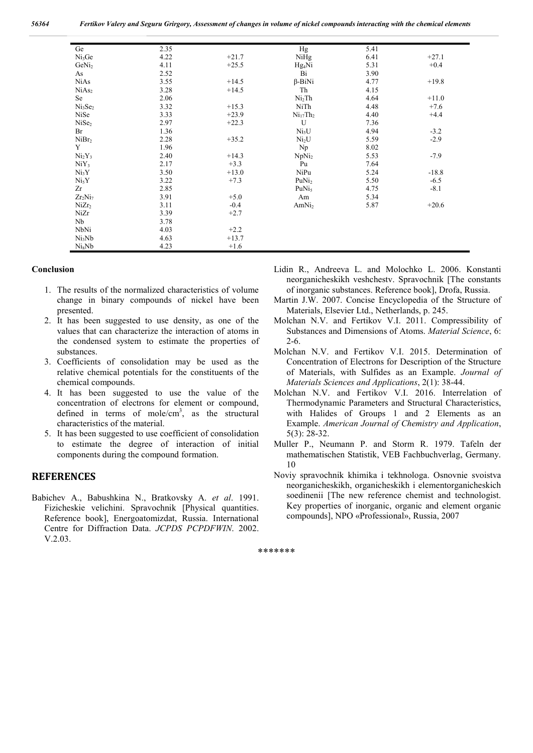| | | | | | |
|---|---|---|---|---|---|
| Ge | 2.35 | | Hg | 5.41 | |
| $Ni_3Ge$ | 4.22 | +21.7 | NiHg | 6.41 | +27.1 |
| $GeNi_2$ | 4.11 | +25.5 | $Hg_4Ni$ | 5.31 | +0.4 |
| As | 2.52 | | Bi | 3.90 | |
| NiAs | 3.55 | +14.5 | β-BiNi | 4.77 | +19.8 |
| $NiAs_2$ | 3.28 | +14.5 | Th | 4.15 | |
| Se | 2.06 | | $Ni_2Th$ | 4.64 | +11.0 |
| $Ni_3Se_2$ | 3.32 | +15.3 | NiTh | 4.48 | +7.6 |
| NiSe | 3.33 | +23.9 | $Ni_{17}Th_2$ | 4.40 | +4.4 |
| $NiSe_2$ | 2.97 | +22.3 | U | 7.36 | |
| Br | 1.36 | | $Ni_5U$ | 4.94 | -3.2 |
| $NiBr_2$ | 2.28 | +35.2 | $Ni_2U$ | 5.59 | -2.9 |
| Y | 1.96 | | Np | 8.02 | |
| $Ni_2Y_3$ | 2.40 | +14.3 | $NpNi_2$ | 5.53 | -7.9 |
| $NiY_3$ | 2.17 | +3.3 | Pu | 7.64 | |
| $Ni_3Y$ | 3.50 | +13.0 | NiPu | 5.24 | -18.8 |
| $Ni_5Y$ | 3.22 | +7.3 | $PuNi_2$ | 5.50 | -6.5 |
| Zr | 2.85 | | $PuNi_5$ | 4.75 | -8.1 |
| $Zr_2Ni_7$ | 3.91 | +5.0 | Am | 5.34 | |
| $NiZr_2$ | 3.11 | -0.4 | $AmNi_2$ | 5.87 | +20.6 |
| NiZr | 3.39 | +2.7 | | | |
| Nb | 3.78 | | | | |
| NbNi | 4.03 | +2.2 | | | |
| $Ni_3Nb$ | 4.63 | +13.7 | | | |
| $Ni_8Nb$ | 4.23 | +1.6 | | | |

## Conclusion

1. The results of the normalized characteristics of volume change in binary compounds of nickel have been presented.
2. It has been suggested to use density, as one of the values that can characterize the interaction of atoms in the condensed system to estimate the properties of substances.
3. Coefficients of consolidation may be used as the relative chemical potentials for the constituents of the chemical compounds.
4. It has been suggested to use the value of the concentration of electrons for element or compound, defined in terms of mole/cm$^3$, as the structural characteristics of the material.
5. It has been suggested to use coefficient of consolidation to estimate the degree of interaction of initial components during the compound formation.

## REFERENCES

Babichev A., Babushkina N., Bratkovsky A. *et al*. 1991. Fizicheskie velichini. Spravochnik [Physical quantities. Reference book], Energoatomizdat, Russia. International Centre for Diffraction Data. *JCPDS PCPDFWIN*. 2002. V.2.03.

Lidin R., Andreeva L. and Molochko L. 2006. Konstanti neorganicheskikh veshchestv. Spravochnik [The constants of inorganic substances. Reference book], Drofa, Russia.

Martin J.W. 2007. Concise Encyclopedia of the Structure of Materials, Elsevier Ltd., Netherlands, p. 245.

Molchan N.V. and Fertikov V.I. 2011. Compressibility of Substances and Dimensions of Atoms. *Material Science*, 6: 2-6.

Molchan N.V. and Fertikov V.I. 2015. Determination of Concentration of Electrons for Description of the Structure of Materials, with Sulfides as an Example. *Journal of Materials Sciences and Applications*, 2(1): 38-44.

Molchan N.V. and Fertikov V.I. 2016. Interrelation of Thermodynamic Parameters and Structural Characteristics, with Halides of Groups 1 and 2 Elements as an Example. *American Journal of Chemistry and Application*, 5(3): 28-32.

Muller P., Neumann P. and Storm R. 1979. Tafeln der mathematischen Statistik, VEB Fachbuchverlag, Germany. 10

Noviy spravochnik khimika i tekhnologa. Osnovnie svoistva neorganicheskikh, organicheskikh i elementorganicheskich soedinenii [The new reference chemist and technologist. Key properties of inorganic, organic and element organic compounds], NPO «Professional», Russia, 2007

*******